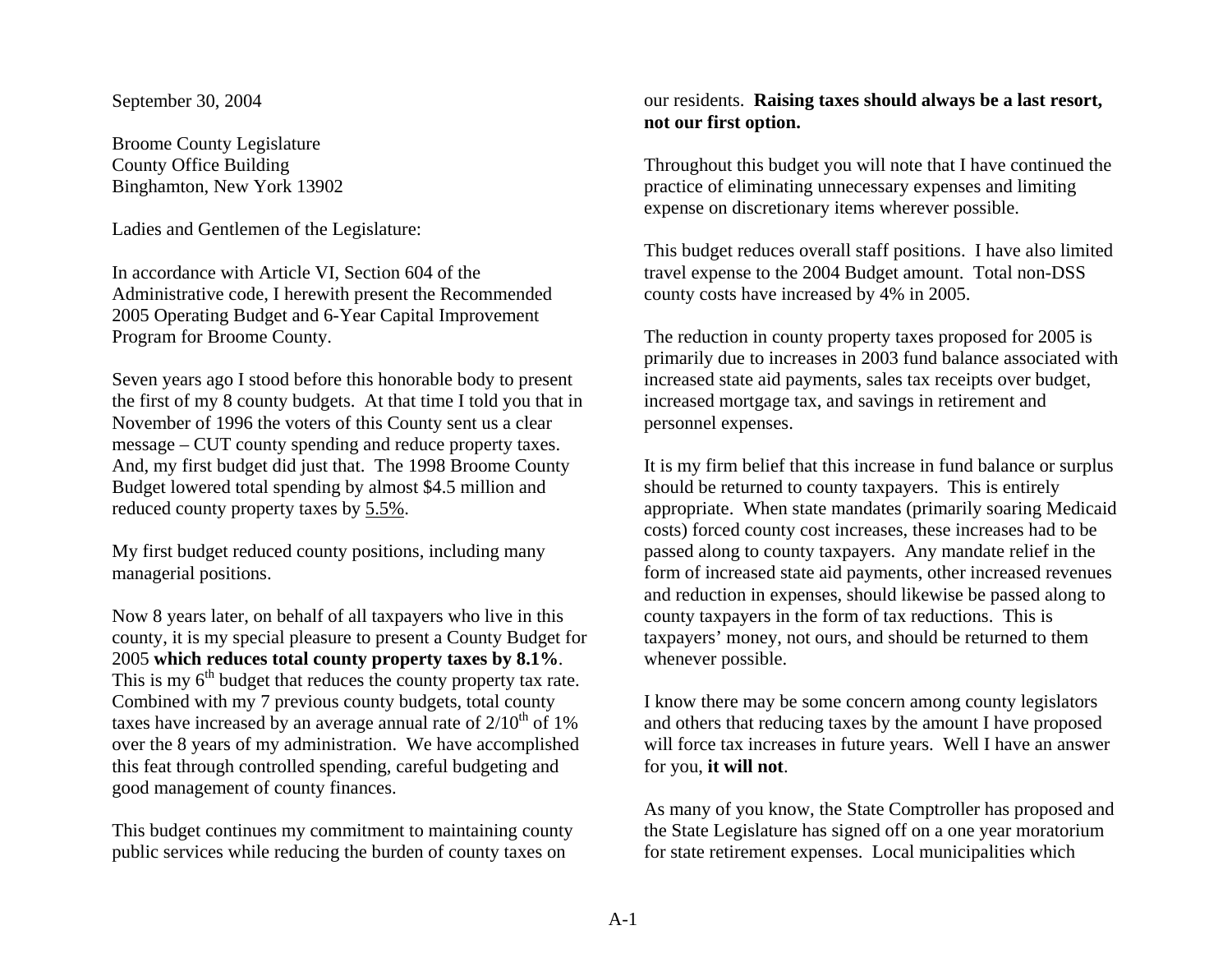September 30, 2004

Broome County Legislature
County Office Building
Binghamton, New York 13902

Ladies and Gentlemen of the Legislature:

In accordance with Article VI, Section 604 of the Administrative code, I herewith present the Recommended 2005 Operating Budget and 6-Year Capital Improvement Program for Broome County.

Seven years ago I stood before this honorable body to present the first of my 8 county budgets. At that time I told you that in November of 1996 the voters of this County sent us a clear message – CUT county spending and reduce property taxes. And, my first budget did just that. The 1998 Broome County Budget lowered total spending by almost $4.5 million and reduced county property taxes by 5.5%.

My first budget reduced county positions, including many managerial positions.

Now 8 years later, on behalf of all taxpayers who live in this county, it is my special pleasure to present a County Budget for 2005 **which reduces total county property taxes by 8.1%**. This is my 6th budget that reduces the county property tax rate. Combined with my 7 previous county budgets, total county taxes have increased by an average annual rate of 2/10th of 1% over the 8 years of my administration. We have accomplished this feat through controlled spending, careful budgeting and good management of county finances.

This budget continues my commitment to maintaining county public services while reducing the burden of county taxes on our residents. **Raising taxes should always be a last resort, not our first option.**

Throughout this budget you will note that I have continued the practice of eliminating unnecessary expenses and limiting expense on discretionary items wherever possible.

This budget reduces overall staff positions. I have also limited travel expense to the 2004 Budget amount. Total non-DSS county costs have increased by 4% in 2005.

The reduction in county property taxes proposed for 2005 is primarily due to increases in 2003 fund balance associated with increased state aid payments, sales tax receipts over budget, increased mortgage tax, and savings in retirement and personnel expenses.

It is my firm belief that this increase in fund balance or surplus should be returned to county taxpayers. This is entirely appropriate. When state mandates (primarily soaring Medicaid costs) forced county cost increases, these increases had to be passed along to county taxpayers. Any mandate relief in the form of increased state aid payments, other increased revenues and reduction in expenses, should likewise be passed along to county taxpayers in the form of tax reductions. This is taxpayers' money, not ours, and should be returned to them whenever possible.

I know there may be some concern among county legislators and others that reducing taxes by the amount I have proposed will force tax increases in future years. Well I have an answer for you, **it will not**.

As many of you know, the State Comptroller has proposed and the State Legislature has signed off on a one year moratorium for state retirement expenses. Local municipalities which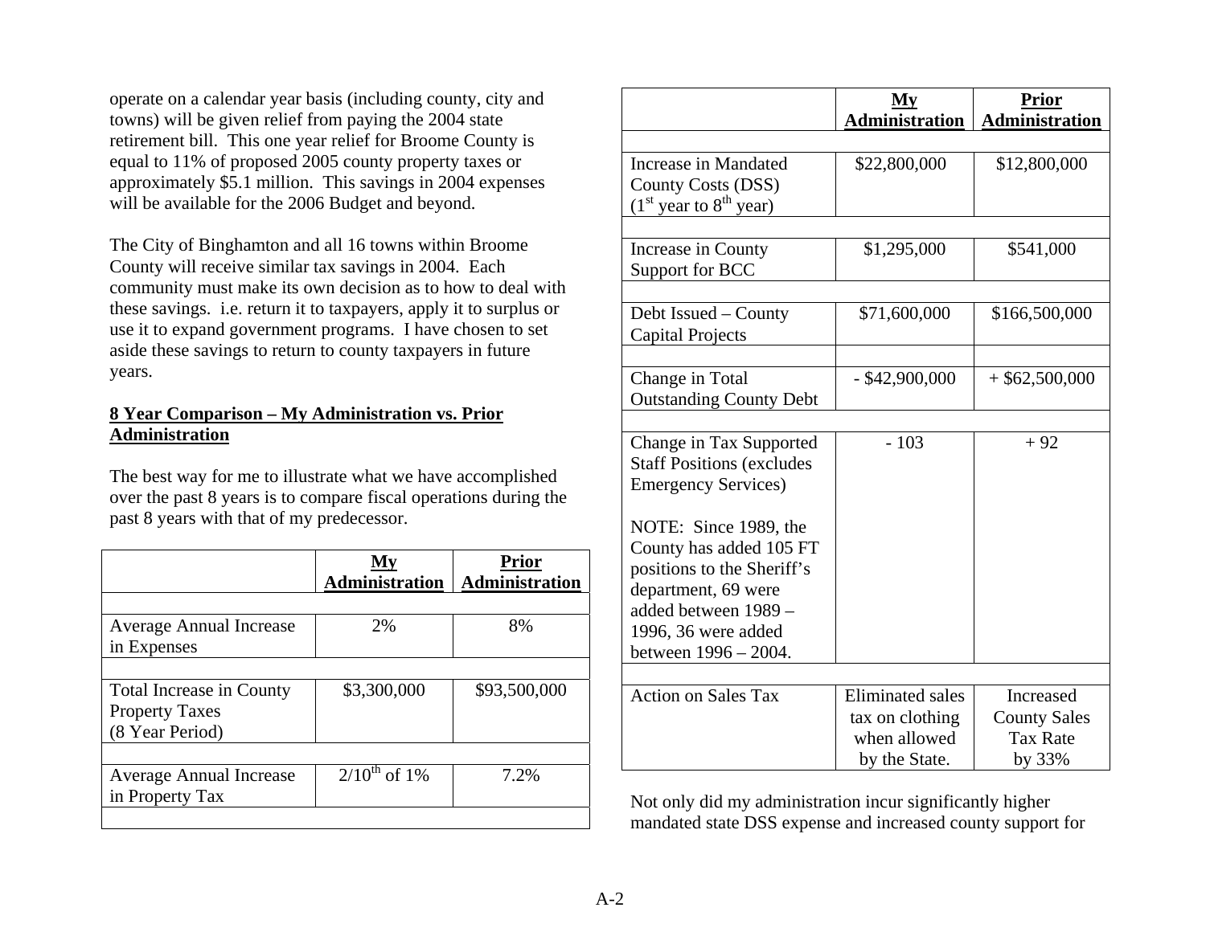operate on a calendar year basis (including county, city and towns) will be given relief from paying the 2004 state retirement bill. This one year relief for Broome County is equal to 11% of proposed 2005 county property taxes or approximately $5.1 million. This savings in 2004 expenses will be available for the 2006 Budget and beyond.

The City of Binghamton and all 16 towns within Broome County will receive similar tax savings in 2004. Each community must make its own decision as to how to deal with these savings. i.e. return it to taxpayers, apply it to surplus or use it to expand government programs. I have chosen to set aside these savings to return to county taxpayers in future years.

**8 Year Comparison – My Administration vs. Prior Administration**

The best way for me to illustrate what we have accomplished over the past 8 years is to compare fiscal operations during the past 8 years with that of my predecessor.

| | **My Administration** | **Prior Administration** |
|---|---|---|
| Average Annual Increase in Expenses | 2% | 8% |
| Total Increase in County Property Taxes (8 Year Period) | $3,300,000 | $93,500,000 |
| Average Annual Increase in Property Tax | $2/10^{th}$ of 1% | 7.2% |
| Increase in Mandated County Costs (DSS) ($1^{st}$ year to $8^{th}$ year) | $22,800,000 | $12,800,000 |
| Increase in County Support for BCC | $1,295,000 | $541,000 |
| Debt Issued – County Capital Projects | $71,600,000 | $166,500,000 |
| Change in Total Outstanding County Debt | - $42,900,000 | + $62,500,000 |
| Change in Tax Supported Staff Positions (excludes Emergency Services)<br><br>NOTE: Since 1989, the County has added 105 FT positions to the Sheriff's department, 69 were added between 1989 – 1996, 36 were added between 1996 – 2004. | - 103 | + 92 |
| Action on Sales Tax | Eliminated sales tax on clothing when allowed by the State. | Increased County Sales Tax Rate by 33% |

Not only did my administration incur significantly higher mandated state DSS expense and increased county support for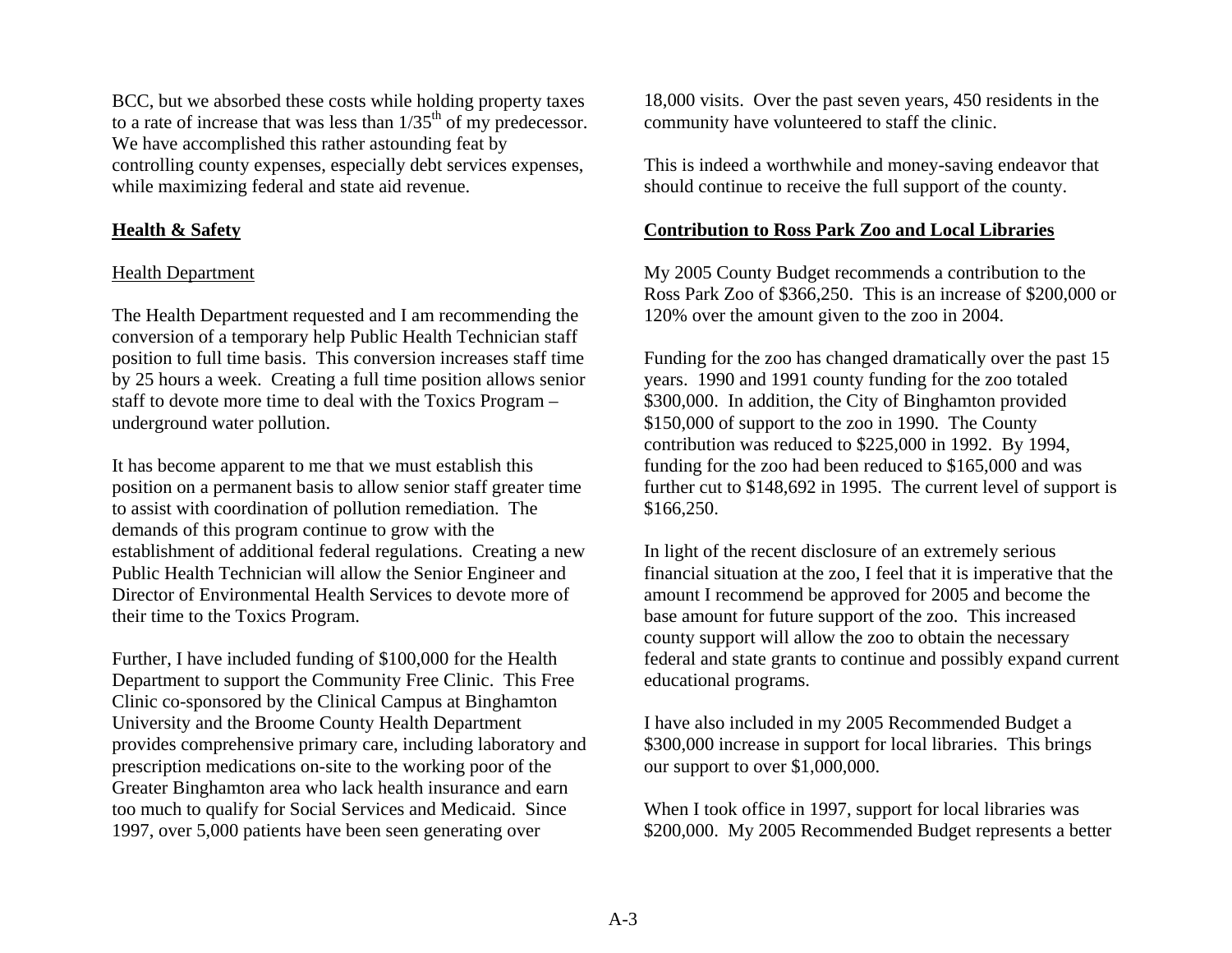BCC, but we absorbed these costs while holding property taxes to a rate of increase that was less than 1/35$^{th}$ of my predecessor. We have accomplished this rather astounding feat by controlling county expenses, especially debt services expenses, while maximizing federal and state aid revenue.

**Health & Safety**

Health Department

The Health Department requested and I am recommending the conversion of a temporary help Public Health Technician staff position to full time basis. This conversion increases staff time by 25 hours a week. Creating a full time position allows senior staff to devote more time to deal with the Toxics Program – underground water pollution.

It has become apparent to me that we must establish this position on a permanent basis to allow senior staff greater time to assist with coordination of pollution remediation. The demands of this program continue to grow with the establishment of additional federal regulations. Creating a new Public Health Technician will allow the Senior Engineer and Director of Environmental Health Services to devote more of their time to the Toxics Program.

Further, I have included funding of $100,000 for the Health Department to support the Community Free Clinic. This Free Clinic co-sponsored by the Clinical Campus at Binghamton University and the Broome County Health Department provides comprehensive primary care, including laboratory and prescription medications on-site to the working poor of the Greater Binghamton area who lack health insurance and earn too much to qualify for Social Services and Medicaid. Since 1997, over 5,000 patients have been seen generating over 18,000 visits. Over the past seven years, 450 residents in the community have volunteered to staff the clinic.

This is indeed a worthwhile and money-saving endeavor that should continue to receive the full support of the county.

**Contribution to Ross Park Zoo and Local Libraries**

My 2005 County Budget recommends a contribution to the Ross Park Zoo of $366,250. This is an increase of $200,000 or 120% over the amount given to the zoo in 2004.

Funding for the zoo has changed dramatically over the past 15 years. 1990 and 1991 county funding for the zoo totaled $300,000. In addition, the City of Binghamton provided $150,000 of support to the zoo in 1990. The County contribution was reduced to $225,000 in 1992. By 1994, funding for the zoo had been reduced to $165,000 and was further cut to $148,692 in 1995. The current level of support is $166,250.

In light of the recent disclosure of an extremely serious financial situation at the zoo, I feel that it is imperative that the amount I recommend be approved for 2005 and become the base amount for future support of the zoo. This increased county support will allow the zoo to obtain the necessary federal and state grants to continue and possibly expand current educational programs.

I have also included in my 2005 Recommended Budget a $300,000 increase in support for local libraries. This brings our support to over $1,000,000.

When I took office in 1997, support for local libraries was $200,000. My 2005 Recommended Budget represents a better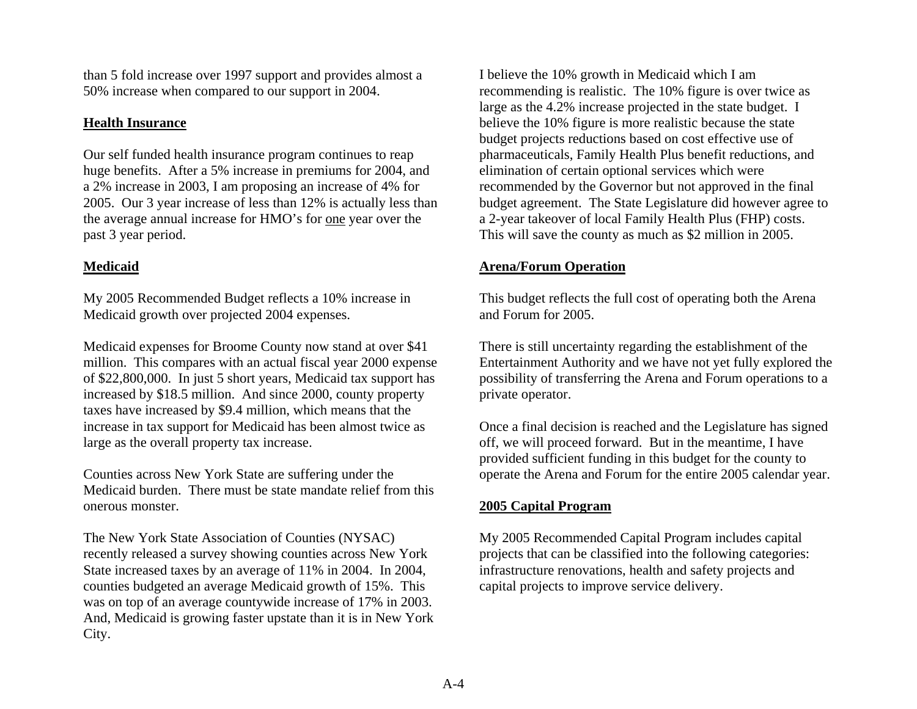than 5 fold increase over 1997 support and provides almost a 50% increase when compared to our support in 2004.

## Health Insurance

Our self funded health insurance program continues to reap huge benefits. After a 5% increase in premiums for 2004, and a 2% increase in 2003, I am proposing an increase of 4% for 2005. Our 3 year increase of less than 12% is actually less than the average annual increase for HMO's for <u>one</u> year over the past 3 year period.

## Medicaid

My 2005 Recommended Budget reflects a 10% increase in Medicaid growth over projected 2004 expenses.

Medicaid expenses for Broome County now stand at over $41 million. This compares with an actual fiscal year 2000 expense of $22,800,000. In just 5 short years, Medicaid tax support has increased by $18.5 million. And since 2000, county property taxes have increased by $9.4 million, which means that the increase in tax support for Medicaid has been almost twice as large as the overall property tax increase.

Counties across New York State are suffering under the Medicaid burden. There must be state mandate relief from this onerous monster.

The New York State Association of Counties (NYSAC) recently released a survey showing counties across New York State increased taxes by an average of 11% in 2004. In 2004, counties budgeted an average Medicaid growth of 15%. This was on top of an average countywide increase of 17% in 2003. And, Medicaid is growing faster upstate than it is in New York City.

I believe the 10% growth in Medicaid which I am recommending is realistic. The 10% figure is over twice as large as the 4.2% increase projected in the state budget. I believe the 10% figure is more realistic because the state budget projects reductions based on cost effective use of pharmaceuticals, Family Health Plus benefit reductions, and elimination of certain optional services which were recommended by the Governor but not approved in the final budget agreement. The State Legislature did however agree to a 2-year takeover of local Family Health Plus (FHP) costs. This will save the county as much as $2 million in 2005.

## Arena/Forum Operation

This budget reflects the full cost of operating both the Arena and Forum for 2005.

There is still uncertainty regarding the establishment of the Entertainment Authority and we have not yet fully explored the possibility of transferring the Arena and Forum operations to a private operator.

Once a final decision is reached and the Legislature has signed off, we will proceed forward. But in the meantime, I have provided sufficient funding in this budget for the county to operate the Arena and Forum for the entire 2005 calendar year.

## 2005 Capital Program

My 2005 Recommended Capital Program includes capital projects that can be classified into the following categories: infrastructure renovations, health and safety projects and capital projects to improve service delivery.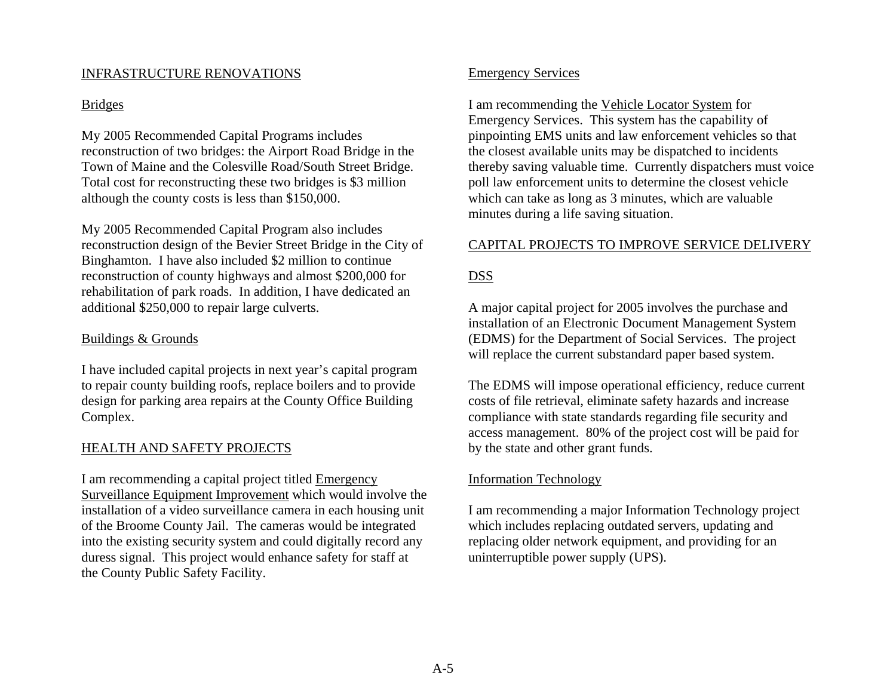## INFRASTRUCTURE RENOVATIONS

### Bridges

My 2005 Recommended Capital Programs includes reconstruction of two bridges: the Airport Road Bridge in the Town of Maine and the Colesville Road/South Street Bridge. Total cost for reconstructing these two bridges is $3 million although the county costs is less than $150,000.

My 2005 Recommended Capital Program also includes reconstruction design of the Bevier Street Bridge in the City of Binghamton. I have also included $2 million to continue reconstruction of county highways and almost $200,000 for rehabilitation of park roads. In addition, I have dedicated an additional $250,000 to repair large culverts.

### Buildings & Grounds

I have included capital projects in next year's capital program to repair county building roofs, replace boilers and to provide design for parking area repairs at the County Office Building Complex.

## HEALTH AND SAFETY PROJECTS

I am recommending a capital project titled Emergency Surveillance Equipment Improvement which would involve the installation of a video surveillance camera in each housing unit of the Broome County Jail. The cameras would be integrated into the existing security system and could digitally record any duress signal. This project would enhance safety for staff at the County Public Safety Facility.

### Emergency Services

I am recommending the Vehicle Locator System for Emergency Services. This system has the capability of pinpointing EMS units and law enforcement vehicles so that the closest available units may be dispatched to incidents thereby saving valuable time. Currently dispatchers must voice poll law enforcement units to determine the closest vehicle which can take as long as 3 minutes, which are valuable minutes during a life saving situation.

## CAPITAL PROJECTS TO IMPROVE SERVICE DELIVERY

### DSS

A major capital project for 2005 involves the purchase and installation of an Electronic Document Management System (EDMS) for the Department of Social Services. The project will replace the current substandard paper based system.

The EDMS will impose operational efficiency, reduce current costs of file retrieval, eliminate safety hazards and increase compliance with state standards regarding file security and access management. 80% of the project cost will be paid for by the state and other grant funds.

### Information Technology

I am recommending a major Information Technology project which includes replacing outdated servers, updating and replacing older network equipment, and providing for an uninterruptible power supply (UPS).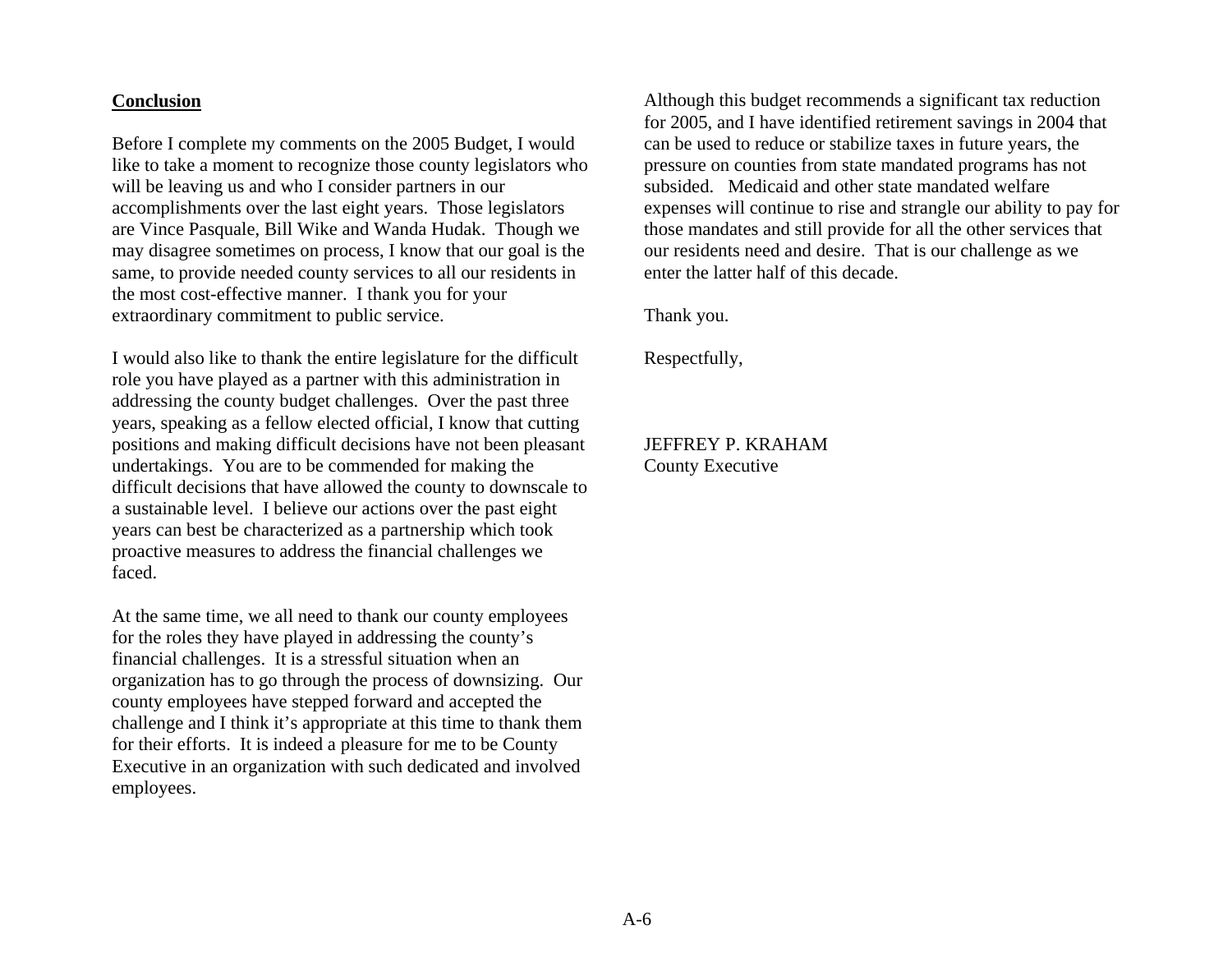## Conclusion

Before I complete my comments on the 2005 Budget, I would like to take a moment to recognize those county legislators who will be leaving us and who I consider partners in our accomplishments over the last eight years. Those legislators are Vince Pasquale, Bill Wike and Wanda Hudak. Though we may disagree sometimes on process, I know that our goal is the same, to provide needed county services to all our residents in the most cost-effective manner. I thank you for your extraordinary commitment to public service.

I would also like to thank the entire legislature for the difficult role you have played as a partner with this administration in addressing the county budget challenges. Over the past three years, speaking as a fellow elected official, I know that cutting positions and making difficult decisions have not been pleasant undertakings. You are to be commended for making the difficult decisions that have allowed the county to downscale to a sustainable level. I believe our actions over the past eight years can best be characterized as a partnership which took proactive measures to address the financial challenges we faced.

At the same time, we all need to thank our county employees for the roles they have played in addressing the county's financial challenges. It is a stressful situation when an organization has to go through the process of downsizing. Our county employees have stepped forward and accepted the challenge and I think it's appropriate at this time to thank them for their efforts. It is indeed a pleasure for me to be County Executive in an organization with such dedicated and involved employees.

Although this budget recommends a significant tax reduction for 2005, and I have identified retirement savings in 2004 that can be used to reduce or stabilize taxes in future years, the pressure on counties from state mandated programs has not subsided. Medicaid and other state mandated welfare expenses will continue to rise and strangle our ability to pay for those mandates and still provide for all the other services that our residents need and desire. That is our challenge as we enter the latter half of this decade.

Thank you.

Respectfully,

JEFFREY P. KRAHAM
County Executive